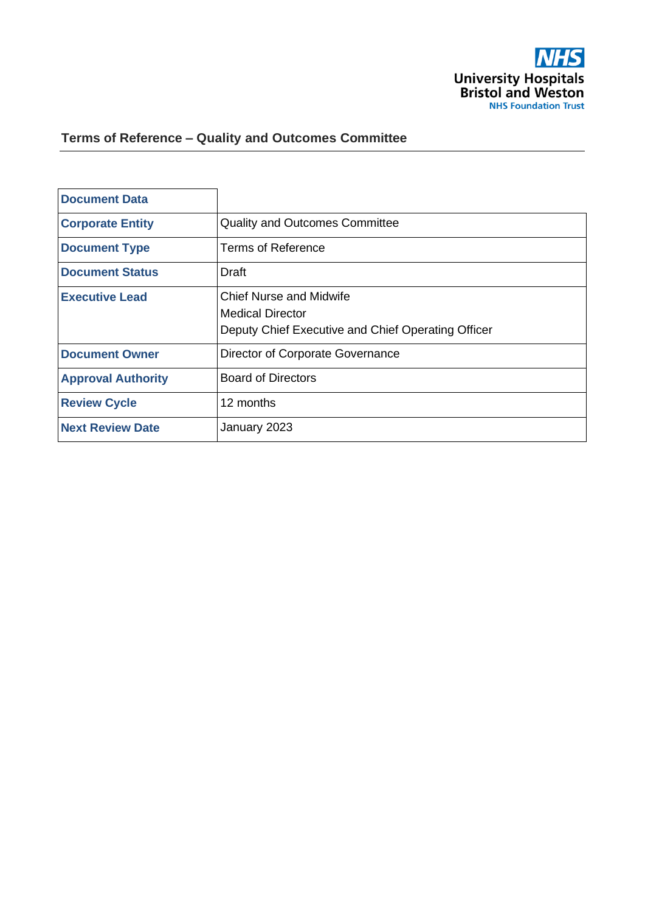NHS
University Hospitals Bristol and Weston
NHS Foundation Trust

# Terms of Reference – Quality and Outcomes Committee

| **Document Data** | |
|---|---|
| **Corporate Entity** | Quality and Outcomes Committee |
| **Document Type** | Terms of Reference |
| **Document Status** | Draft |
| **Executive Lead** | Chief Nurse and Midwife<br>Medical Director<br>Deputy Chief Executive and Chief Operating Officer |
| **Document Owner** | Director of Corporate Governance |
| **Approval Authority** | Board of Directors |
| **Review Cycle** | 12 months |
| **Next Review Date** | January 2023 |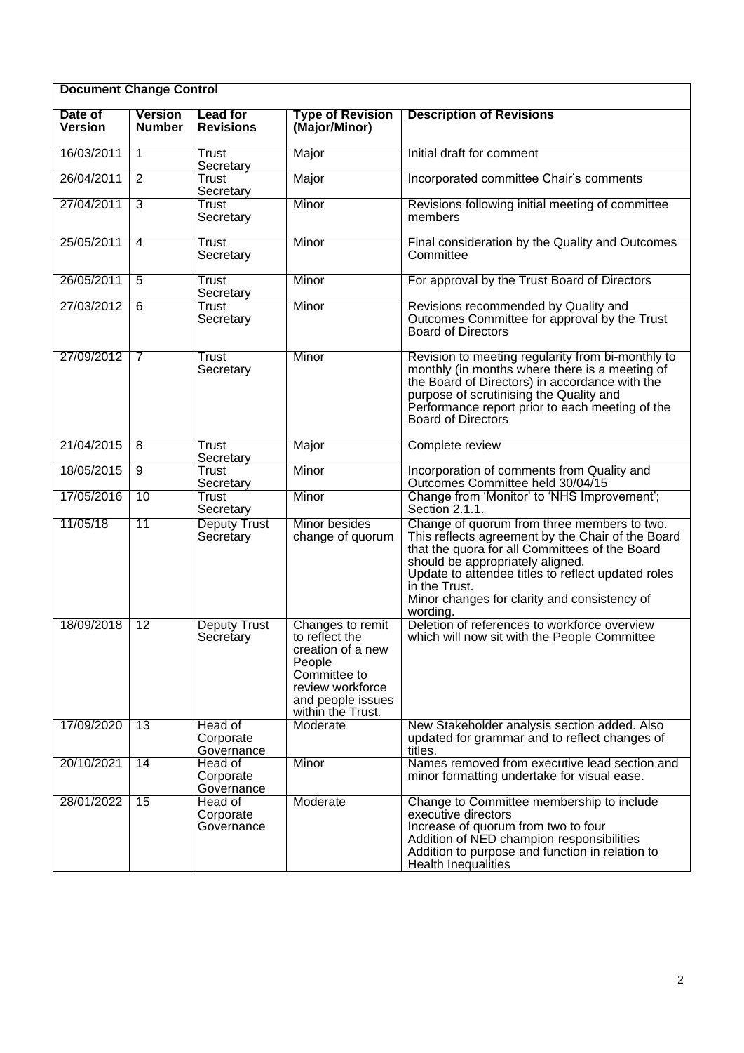| Document Change Control | | | | |
|---|---|---|---|---|
| **Date of Version** | **Version Number** | **Lead for Revisions** | **Type of Revision (Major/Minor)** | **Description of Revisions** |
| 16/03/2011 | 1 | Trust Secretary | Major | Initial draft for comment |
| 26/04/2011 | 2 | Trust Secretary | Major | Incorporated committee Chair's comments |
| 27/04/2011 | 3 | Trust Secretary | Minor | Revisions following initial meeting of committee members |
| 25/05/2011 | 4 | Trust Secretary | Minor | Final consideration by the Quality and Outcomes Committee |
| 26/05/2011 | 5 | Trust Secretary | Minor | For approval by the Trust Board of Directors |
| 27/03/2012 | 6 | Trust Secretary | Minor | Revisions recommended by Quality and Outcomes Committee for approval by the Trust Board of Directors |
| 27/09/2012 | 7 | Trust Secretary | Minor | Revision to meeting regularity from bi-monthly to monthly (in months where there is a meeting of the Board of Directors) in accordance with the purpose of scrutinising the Quality and Performance report prior to each meeting of the Board of Directors |
| 21/04/2015 | 8 | Trust Secretary | Major | Complete review |
| 18/05/2015 | 9 | Trust Secretary | Minor | Incorporation of comments from Quality and Outcomes Committee held 30/04/15 |
| 17/05/2016 | 10 | Trust Secretary | Minor | Change from 'Monitor' to 'NHS Improvement'; Section 2.1.1. |
| 11/05/18 | 11 | Deputy Trust Secretary | Minor besides change of quorum | Change of quorum from three members to two. This reflects agreement by the Chair of the Board that the quora for all Committees of the Board should be appropriately aligned.<br>Update to attendee titles to reflect updated roles in the Trust.<br>Minor changes for clarity and consistency of wording. |
| 18/09/2018 | 12 | Deputy Trust Secretary | Changes to remit to reflect the creation of a new People Committee to review workforce and people issues within the Trust. | Deletion of references to workforce overview which will now sit with the People Committee |
| 17/09/2020 | 13 | Head of Corporate Governance | Moderate | New Stakeholder analysis section added. Also updated for grammar and to reflect changes of titles. |
| 20/10/2021 | 14 | Head of Corporate Governance | Minor | Names removed from executive lead section and minor formatting undertake for visual ease. |
| 28/01/2022 | 15 | Head of Corporate Governance | Moderate | Change to Committee membership to include executive directors<br>Increase of quorum from two to four<br>Addition of NED champion responsibilities<br>Addition to purpose and function in relation to Health Inequalities |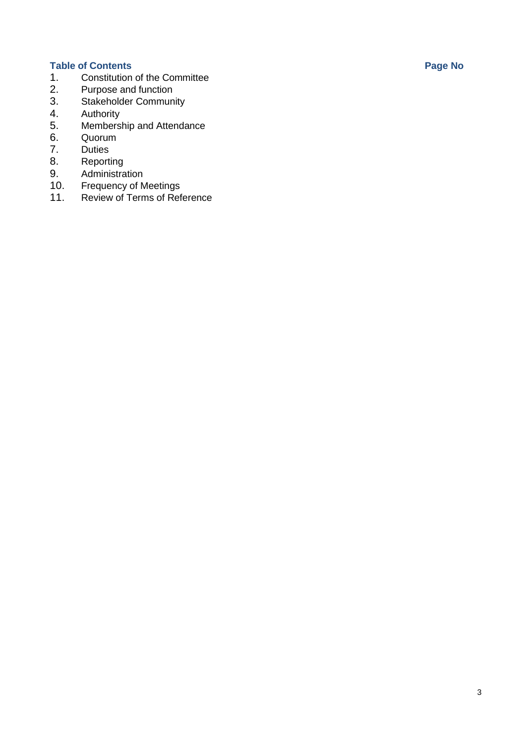**Table of Contents** **Page No**

1. Constitution of the Committee
2. Purpose and function
3. Stakeholder Community
4. Authority
5. Membership and Attendance
6. Quorum
7. Duties
8. Reporting
9. Administration
10. Frequency of Meetings
11. Review of Terms of Reference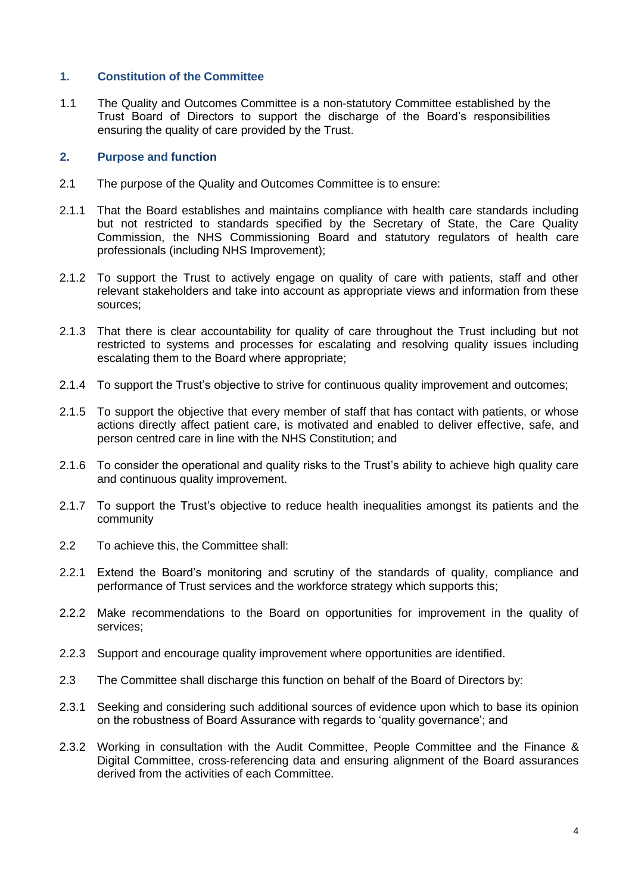## 1. Constitution of the Committee

1.1 The Quality and Outcomes Committee is a non-statutory Committee established by the Trust Board of Directors to support the discharge of the Board's responsibilities ensuring the quality of care provided by the Trust.

## 2. Purpose and function

2.1 The purpose of the Quality and Outcomes Committee is to ensure:

2.1.1 That the Board establishes and maintains compliance with health care standards including but not restricted to standards specified by the Secretary of State, the Care Quality Commission, the NHS Commissioning Board and statutory regulators of health care professionals (including NHS Improvement);

2.1.2 To support the Trust to actively engage on quality of care with patients, staff and other relevant stakeholders and take into account as appropriate views and information from these sources;

2.1.3 That there is clear accountability for quality of care throughout the Trust including but not restricted to systems and processes for escalating and resolving quality issues including escalating them to the Board where appropriate;

2.1.4 To support the Trust's objective to strive for continuous quality improvement and outcomes;

2.1.5 To support the objective that every member of staff that has contact with patients, or whose actions directly affect patient care, is motivated and enabled to deliver effective, safe, and person centred care in line with the NHS Constitution; and

2.1.6 To consider the operational and quality risks to the Trust's ability to achieve high quality care and continuous quality improvement.

2.1.7 To support the Trust's objective to reduce health inequalities amongst its patients and the community

2.2 To achieve this, the Committee shall:

2.2.1 Extend the Board's monitoring and scrutiny of the standards of quality, compliance and performance of Trust services and the workforce strategy which supports this;

2.2.2 Make recommendations to the Board on opportunities for improvement in the quality of services;

2.2.3 Support and encourage quality improvement where opportunities are identified.

2.3 The Committee shall discharge this function on behalf of the Board of Directors by:

2.3.1 Seeking and considering such additional sources of evidence upon which to base its opinion on the robustness of Board Assurance with regards to 'quality governance'; and

2.3.2 Working in consultation with the Audit Committee, People Committee and the Finance & Digital Committee, cross-referencing data and ensuring alignment of the Board assurances derived from the activities of each Committee.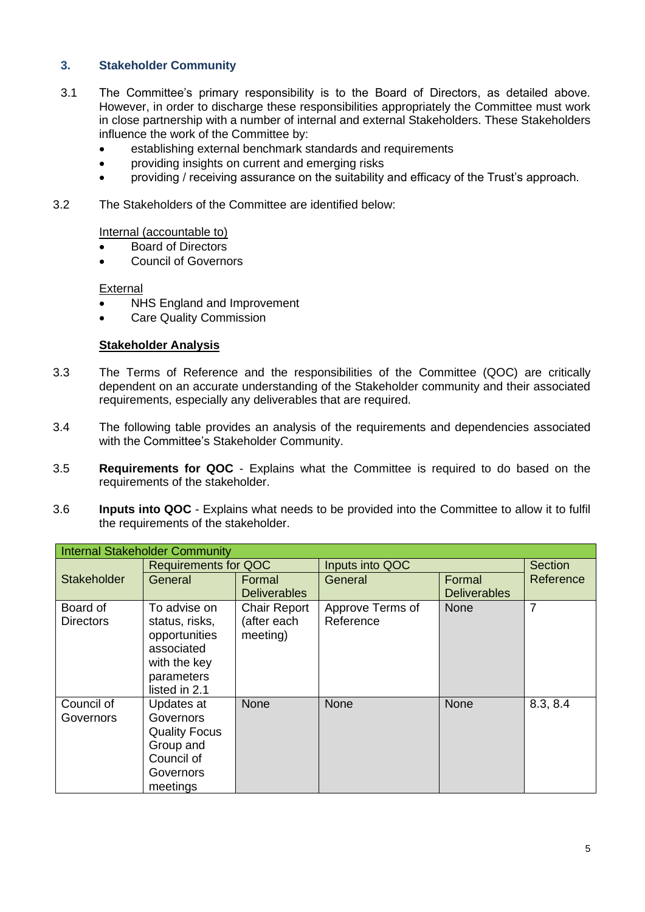## 3. Stakeholder Community

3.1 The Committee's primary responsibility is to the Board of Directors, as detailed above. However, in order to discharge these responsibilities appropriately the Committee must work in close partnership with a number of internal and external Stakeholders. These Stakeholders influence the work of the Committee by:

- establishing external benchmark standards and requirements
- providing insights on current and emerging risks
- providing / receiving assurance on the suitability and efficacy of the Trust's approach.

3.2 The Stakeholders of the Committee are identified below:

Internal (accountable to)

- Board of Directors
- Council of Governors

External

- NHS England and Improvement
- Care Quality Commission

**Stakeholder Analysis**

3.3 The Terms of Reference and the responsibilities of the Committee (QOC) are critically dependent on an accurate understanding of the Stakeholder community and their associated requirements, especially any deliverables that are required.

3.4 The following table provides an analysis of the requirements and dependencies associated with the Committee's Stakeholder Community.

3.5 **Requirements for QOC** - Explains what the Committee is required to do based on the requirements of the stakeholder.

3.6 **Inputs into QOC** - Explains what needs to be provided into the Committee to allow it to fulfil the requirements of the stakeholder.

| Internal Stakeholder Community | | | | | |
|---|---|---|---|---|---|
| Stakeholder | Requirements for QOC | | Inputs into QOC | | Section Reference |
| | General | Formal Deliverables | General | Formal Deliverables | |
| Board of Directors | To advise on status, risks, opportunities associated with the key parameters listed in 2.1 | Chair Report (after each meeting) | Approve Terms of Reference | None | 7 |
| Council of Governors | Updates at Governors Quality Focus Group and Council of Governors meetings | None | None | None | 8.3, 8.4 |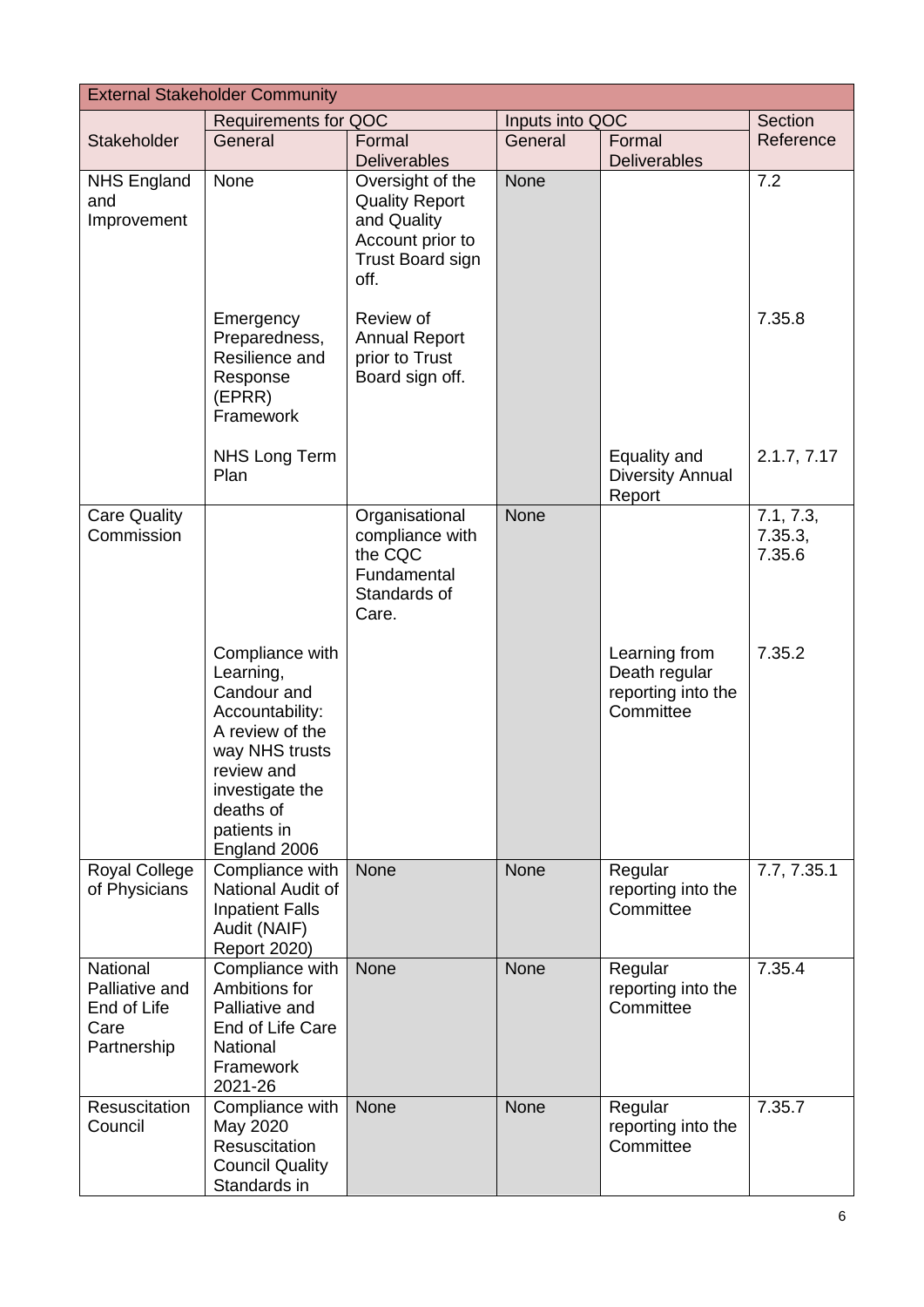| External Stakeholder Community | | | | | |
|---|---|---|---|---|---|
| | Requirements for QOC | | Inputs into QOC | | Section Reference |
| Stakeholder | General | Formal Deliverables | General | Formal Deliverables | |
| NHS England and Improvement | None | Oversight of the Quality Report and Quality Account prior to Trust Board sign off. | None | | 7.2 |
| | Emergency Preparedness, Resilience and Response (EPRR) Framework | Review of Annual Report prior to Trust Board sign off. | | | 7.35.8 |
| | NHS Long Term Plan | | | Equality and Diversity Annual Report | 2.1.7, 7.17 |
| Care Quality Commission | | Organisational compliance with the CQC Fundamental Standards of Care. | None | | 7.1, 7.3, 7.35.3, 7.35.6 |
| | Compliance with Learning, Candour and Accountability: A review of the way NHS trusts review and investigate the deaths of patients in England 2006 | | | Learning from Death regular reporting into the Committee | 7.35.2 |
| Royal College of Physicians | Compliance with National Audit of Inpatient Falls Audit (NAIF) Report 2020) | None | None | Regular reporting into the Committee | 7.7, 7.35.1 |
| National Palliative and End of Life Care Partnership | Compliance with Ambitions for Palliative and End of Life Care National Framework 2021-26 | None | None | Regular reporting into the Committee | 7.35.4 |
| Resuscitation Council | Compliance with May 2020 Resuscitation Council Quality Standards in | None | None | Regular reporting into the Committee | 7.35.7 |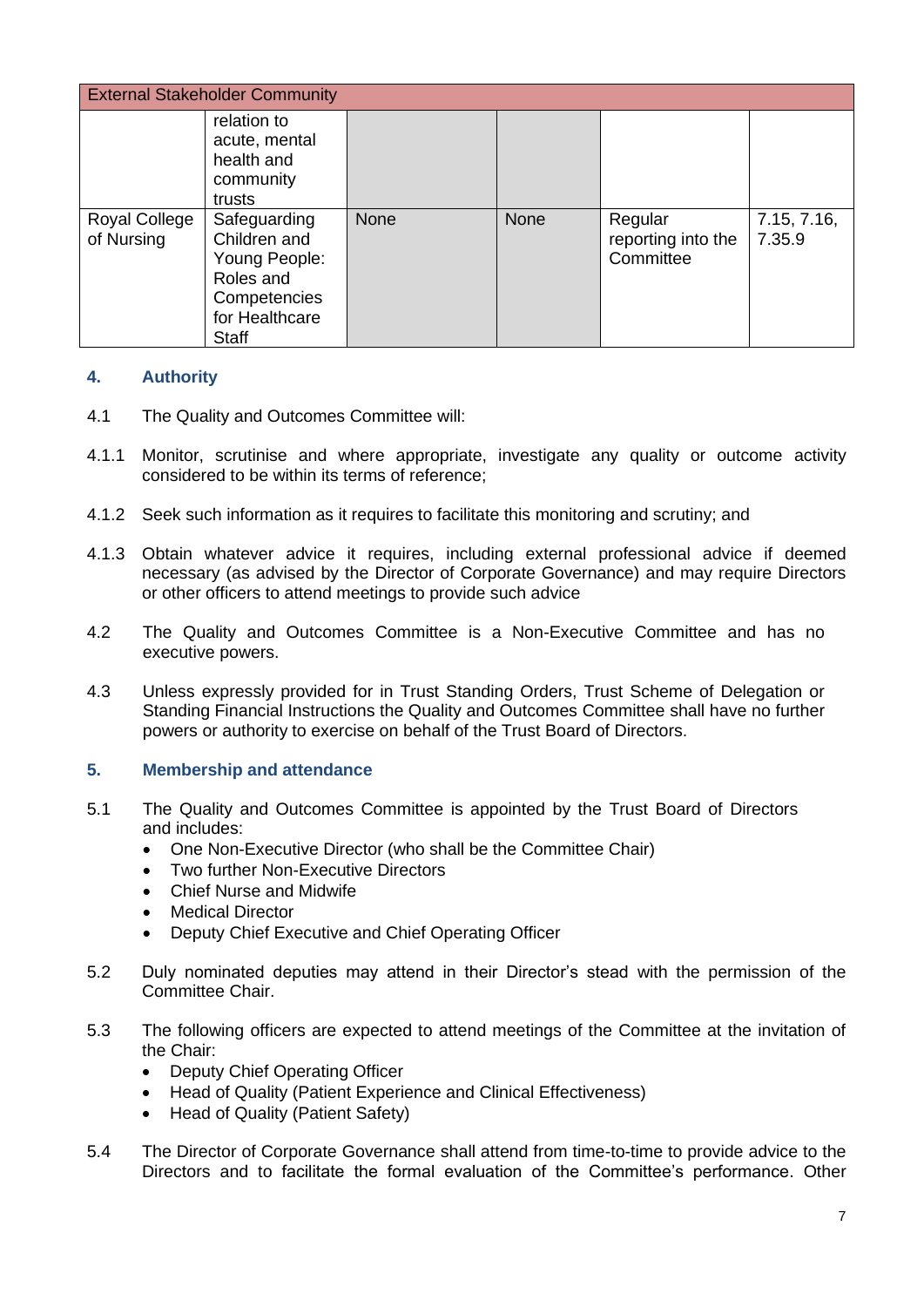| External Stakeholder Community | | | | | |
|---|---|---|---|---|---|
| | relation to acute, mental health and community trusts | | | | |
| Royal College of Nursing | Safeguarding Children and Young People: Roles and Competencies for Healthcare Staff | None | None | Regular reporting into the Committee | 7.15, 7.16, 7.35.9 |

## 4. Authority

4.1 The Quality and Outcomes Committee will:

4.1.1 Monitor, scrutinise and where appropriate, investigate any quality or outcome activity considered to be within its terms of reference;

4.1.2 Seek such information as it requires to facilitate this monitoring and scrutiny; and

4.1.3 Obtain whatever advice it requires, including external professional advice if deemed necessary (as advised by the Director of Corporate Governance) and may require Directors or other officers to attend meetings to provide such advice

4.2 The Quality and Outcomes Committee is a Non-Executive Committee and has no executive powers.

4.3 Unless expressly provided for in Trust Standing Orders, Trust Scheme of Delegation or Standing Financial Instructions the Quality and Outcomes Committee shall have no further powers or authority to exercise on behalf of the Trust Board of Directors.

## 5. Membership and attendance

5.1 The Quality and Outcomes Committee is appointed by the Trust Board of Directors and includes:

- One Non-Executive Director (who shall be the Committee Chair)
- Two further Non-Executive Directors
- Chief Nurse and Midwife
- Medical Director
- Deputy Chief Executive and Chief Operating Officer

5.2 Duly nominated deputies may attend in their Director's stead with the permission of the Committee Chair.

5.3 The following officers are expected to attend meetings of the Committee at the invitation of the Chair:

- Deputy Chief Operating Officer
- Head of Quality (Patient Experience and Clinical Effectiveness)
- Head of Quality (Patient Safety)

5.4 The Director of Corporate Governance shall attend from time-to-time to provide advice to the Directors and to facilitate the formal evaluation of the Committee's performance. Other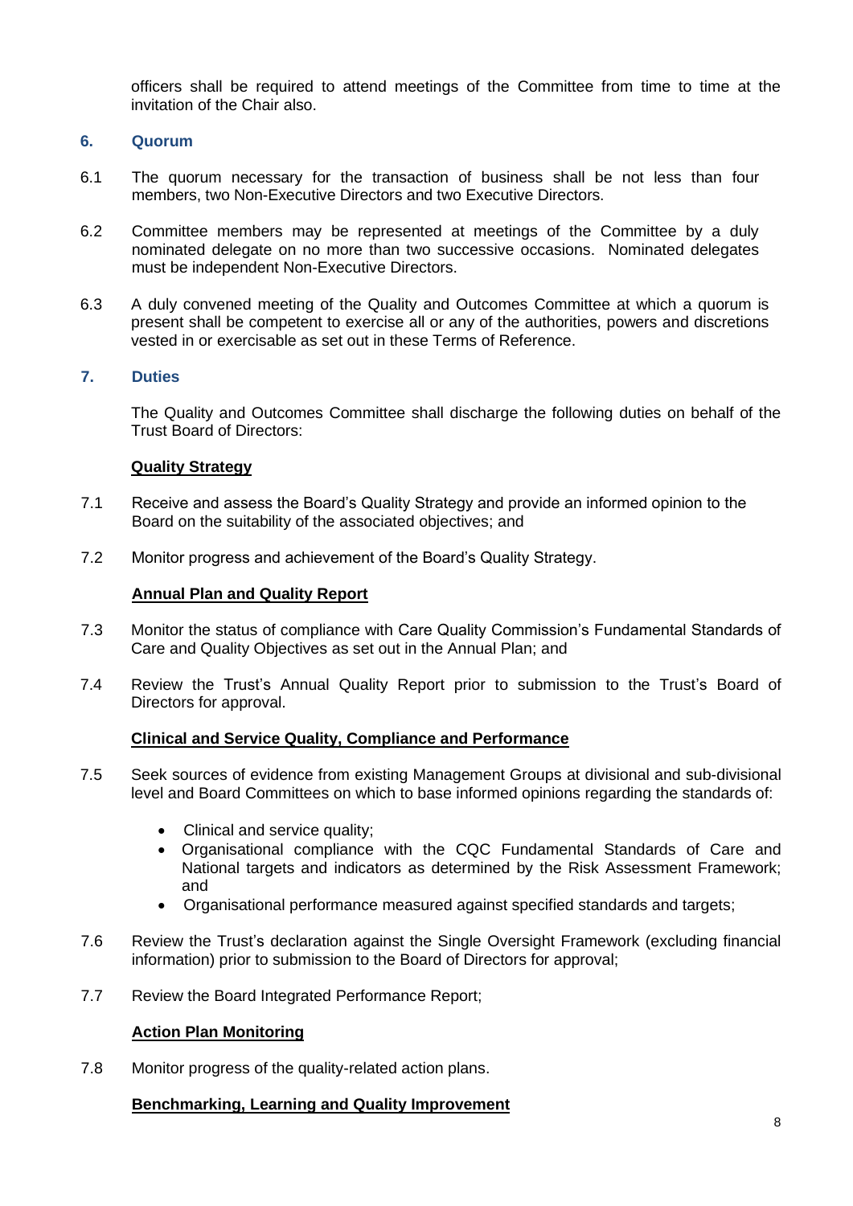officers shall be required to attend meetings of the Committee from time to time at the invitation of the Chair also.

## 6. Quorum

6.1 The quorum necessary for the transaction of business shall be not less than four members, two Non-Executive Directors and two Executive Directors.

6.2 Committee members may be represented at meetings of the Committee by a duly nominated delegate on no more than two successive occasions. Nominated delegates must be independent Non-Executive Directors.

6.3 A duly convened meeting of the Quality and Outcomes Committee at which a quorum is present shall be competent to exercise all or any of the authorities, powers and discretions vested in or exercisable as set out in these Terms of Reference.

## 7. Duties

The Quality and Outcomes Committee shall discharge the following duties on behalf of the Trust Board of Directors:

**Quality Strategy**

7.1 Receive and assess the Board's Quality Strategy and provide an informed opinion to the Board on the suitability of the associated objectives; and

7.2 Monitor progress and achievement of the Board's Quality Strategy.

**Annual Plan and Quality Report**

7.3 Monitor the status of compliance with Care Quality Commission's Fundamental Standards of Care and Quality Objectives as set out in the Annual Plan; and

7.4 Review the Trust's Annual Quality Report prior to submission to the Trust's Board of Directors for approval.

**Clinical and Service Quality, Compliance and Performance**

7.5 Seek sources of evidence from existing Management Groups at divisional and sub-divisional level and Board Committees on which to base informed opinions regarding the standards of:

- Clinical and service quality;
- Organisational compliance with the CQC Fundamental Standards of Care and National targets and indicators as determined by the Risk Assessment Framework; and
- Organisational performance measured against specified standards and targets;

7.6 Review the Trust's declaration against the Single Oversight Framework (excluding financial information) prior to submission to the Board of Directors for approval;

7.7 Review the Board Integrated Performance Report;

**Action Plan Monitoring**

7.8 Monitor progress of the quality-related action plans.

**Benchmarking, Learning and Quality Improvement**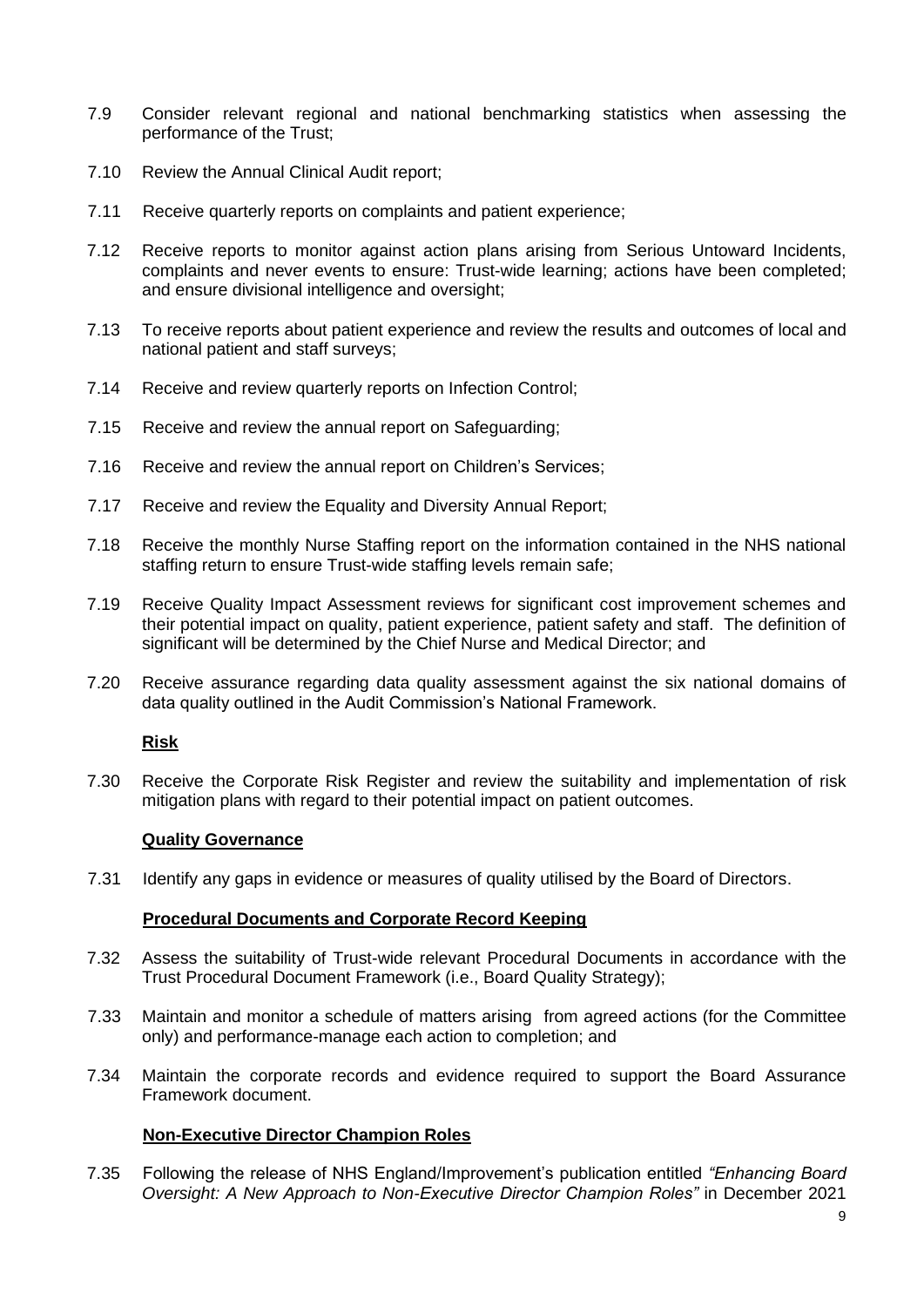7.9 Consider relevant regional and national benchmarking statistics when assessing the performance of the Trust;

7.10 Review the Annual Clinical Audit report;

7.11 Receive quarterly reports on complaints and patient experience;

7.12 Receive reports to monitor against action plans arising from Serious Untoward Incidents, complaints and never events to ensure: Trust-wide learning; actions have been completed; and ensure divisional intelligence and oversight;

7.13 To receive reports about patient experience and review the results and outcomes of local and national patient and staff surveys;

7.14 Receive and review quarterly reports on Infection Control;

7.15 Receive and review the annual report on Safeguarding;

7.16 Receive and review the annual report on Children's Services;

7.17 Receive and review the Equality and Diversity Annual Report;

7.18 Receive the monthly Nurse Staffing report on the information contained in the NHS national staffing return to ensure Trust-wide staffing levels remain safe;

7.19 Receive Quality Impact Assessment reviews for significant cost improvement schemes and their potential impact on quality, patient experience, patient safety and staff. The definition of significant will be determined by the Chief Nurse and Medical Director; and

7.20 Receive assurance regarding data quality assessment against the six national domains of data quality outlined in the Audit Commission's National Framework.

**Risk**

7.30 Receive the Corporate Risk Register and review the suitability and implementation of risk mitigation plans with regard to their potential impact on patient outcomes.

**Quality Governance**

7.31 Identify any gaps in evidence or measures of quality utilised by the Board of Directors.

**Procedural Documents and Corporate Record Keeping**

7.32 Assess the suitability of Trust-wide relevant Procedural Documents in accordance with the Trust Procedural Document Framework (i.e., Board Quality Strategy);

7.33 Maintain and monitor a schedule of matters arising from agreed actions (for the Committee only) and performance-manage each action to completion; and

7.34 Maintain the corporate records and evidence required to support the Board Assurance Framework document.

**Non-Executive Director Champion Roles**

7.35 Following the release of NHS England/Improvement's publication entitled *"Enhancing Board Oversight: A New Approach to Non-Executive Director Champion Roles"* in December 2021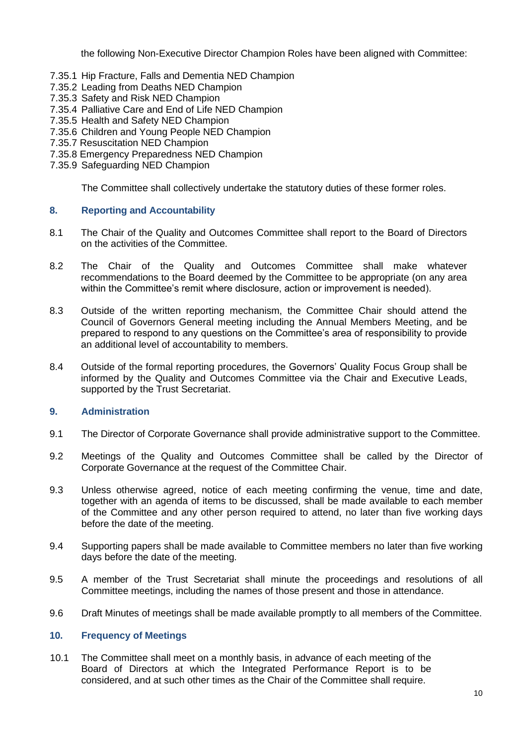the following Non-Executive Director Champion Roles have been aligned with Committee:

7.35.1 Hip Fracture, Falls and Dementia NED Champion
7.35.2 Leading from Deaths NED Champion
7.35.3 Safety and Risk NED Champion
7.35.4 Palliative Care and End of Life NED Champion
7.35.5 Health and Safety NED Champion
7.35.6 Children and Young People NED Champion
7.35.7 Resuscitation NED Champion
7.35.8 Emergency Preparedness NED Champion
7.35.9 Safeguarding NED Champion

The Committee shall collectively undertake the statutory duties of these former roles.

## 8. Reporting and Accountability

8.1 The Chair of the Quality and Outcomes Committee shall report to the Board of Directors on the activities of the Committee.

8.2 The Chair of the Quality and Outcomes Committee shall make whatever recommendations to the Board deemed by the Committee to be appropriate (on any area within the Committee's remit where disclosure, action or improvement is needed).

8.3 Outside of the written reporting mechanism, the Committee Chair should attend the Council of Governors General meeting including the Annual Members Meeting, and be prepared to respond to any questions on the Committee's area of responsibility to provide an additional level of accountability to members.

8.4 Outside of the formal reporting procedures, the Governors' Quality Focus Group shall be informed by the Quality and Outcomes Committee via the Chair and Executive Leads, supported by the Trust Secretariat.

## 9. Administration

9.1 The Director of Corporate Governance shall provide administrative support to the Committee.

9.2 Meetings of the Quality and Outcomes Committee shall be called by the Director of Corporate Governance at the request of the Committee Chair.

9.3 Unless otherwise agreed, notice of each meeting confirming the venue, time and date, together with an agenda of items to be discussed, shall be made available to each member of the Committee and any other person required to attend, no later than five working days before the date of the meeting.

9.4 Supporting papers shall be made available to Committee members no later than five working days before the date of the meeting.

9.5 A member of the Trust Secretariat shall minute the proceedings and resolutions of all Committee meetings, including the names of those present and those in attendance.

9.6 Draft Minutes of meetings shall be made available promptly to all members of the Committee.

## 10. Frequency of Meetings

10.1 The Committee shall meet on a monthly basis, in advance of each meeting of the Board of Directors at which the Integrated Performance Report is to be considered, and at such other times as the Chair of the Committee shall require.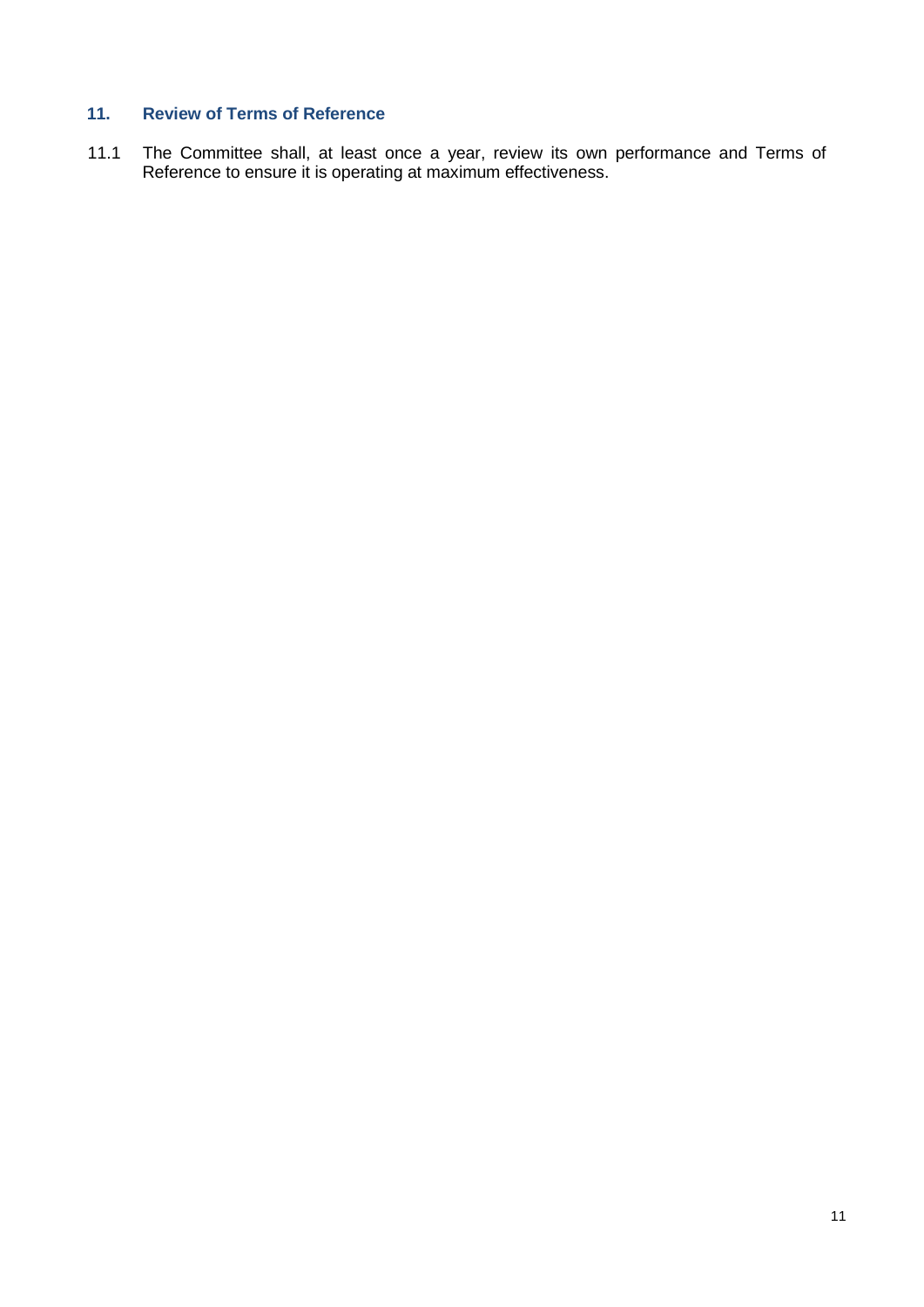## 11. Review of Terms of Reference

11.1 The Committee shall, at least once a year, review its own performance and Terms of Reference to ensure it is operating at maximum effectiveness.